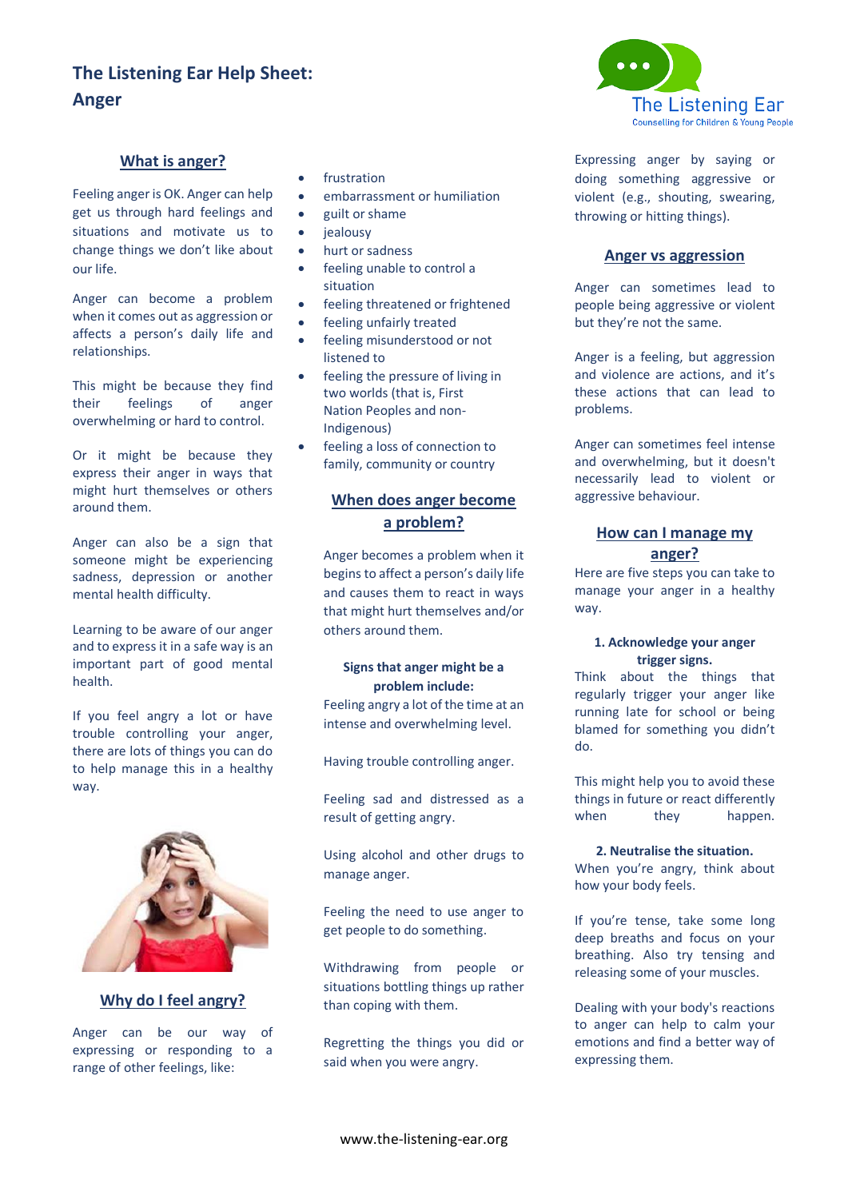# The Listening Ear Help Sheet: Anger

The Listening Ear
Counselling for Children & Young People

## What is anger?

Feeling anger is OK. Anger can help get us through hard feelings and situations and motivate us to change things we don't like about our life.

Anger can become a problem when it comes out as aggression or affects a person's daily life and relationships.

This might be because they find their feelings of anger overwhelming or hard to control.

Or it might be because they express their anger in ways that might hurt themselves or others around them.

Anger can also be a sign that someone might be experiencing sadness, depression or another mental health difficulty.

Learning to be aware of our anger and to express it in a safe way is an important part of good mental health.

If you feel angry a lot or have trouble controlling your anger, there are lots of things you can do to help manage this in a healthy way.

## Why do I feel angry?

Anger can be our way of expressing or responding to a range of other feelings, like:

- frustration
- embarrassment or humiliation
- guilt or shame
- jealousy
- hurt or sadness
- feeling unable to control a situation
- feeling threatened or frightened
- feeling unfairly treated
- feeling misunderstood or not listened to
- feeling the pressure of living in two worlds (that is, First Nation Peoples and non-Indigenous)
- feeling a loss of connection to family, community or country

## When does anger become a problem?

Anger becomes a problem when it begins to affect a person's daily life and causes them to react in ways that might hurt themselves and/or others around them.

**Signs that anger might be a problem include:**

Feeling angry a lot of the time at an intense and overwhelming level.

Having trouble controlling anger.

Feeling sad and distressed as a result of getting angry.

Using alcohol and other drugs to manage anger.

Feeling the need to use anger to get people to do something.

Withdrawing from people or situations bottling things up rather than coping with them.

Regretting the things you did or said when you were angry.

Expressing anger by saying or doing something aggressive or violent (e.g., shouting, swearing, throwing or hitting things).

## Anger vs aggression

Anger can sometimes lead to people being aggressive or violent but they're not the same.

Anger is a feeling, but aggression and violence are actions, and it's these actions that can lead to problems.

Anger can sometimes feel intense and overwhelming, but it doesn't necessarily lead to violent or aggressive behaviour.

## How can I manage my anger?

Here are five steps you can take to manage your anger in a healthy way.

**1. Acknowledge your anger trigger signs.**

Think about the things that regularly trigger your anger like running late for school or being blamed for something you didn't do.

This might help you to avoid these things in future or react differently when they happen.

**2. Neutralise the situation.**

When you're angry, think about how your body feels.

If you're tense, take some long deep breaths and focus on your breathing. Also try tensing and releasing some of your muscles.

Dealing with your body's reactions to anger can help to calm your emotions and find a better way of expressing them.

www.the-listening-ear.org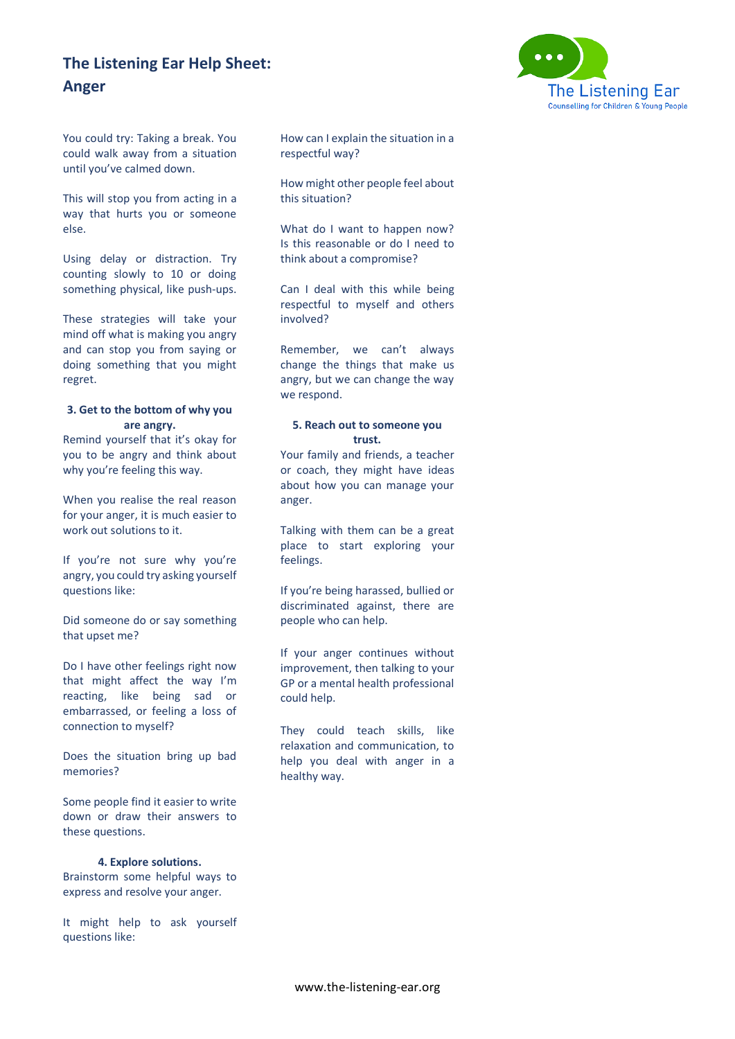# The Listening Ear Help Sheet: Anger

You could try: Taking a break. You could walk away from a situation until you've calmed down.

This will stop you from acting in a way that hurts you or someone else.

Using delay or distraction. Try counting slowly to 10 or doing something physical, like push-ups.

These strategies will take your mind off what is making you angry and can stop you from saying or doing something that you might regret.

**3. Get to the bottom of why you are angry.**

Remind yourself that it's okay for you to be angry and think about why you're feeling this way.

When you realise the real reason for your anger, it is much easier to work out solutions to it.

If you're not sure why you're angry, you could try asking yourself questions like:

Did someone do or say something that upset me?

Do I have other feelings right now that might affect the way I'm reacting, like being sad or embarrassed, or feeling a loss of connection to myself?

Does the situation bring up bad memories?

Some people find it easier to write down or draw their answers to these questions.

**4. Explore solutions.**

Brainstorm some helpful ways to express and resolve your anger.

It might help to ask yourself questions like:

How can I explain the situation in a respectful way?

How might other people feel about this situation?

What do I want to happen now? Is this reasonable or do I need to think about a compromise?

Can I deal with this while being respectful to myself and others involved?

Remember, we can't always change the things that make us angry, but we can change the way we respond.

**5. Reach out to someone you trust.**

Your family and friends, a teacher or coach, they might have ideas about how you can manage your anger.

Talking with them can be a great place to start exploring your feelings.

If you're being harassed, bullied or discriminated against, there are people who can help.

If your anger continues without improvement, then talking to your GP or a mental health professional could help.

They could teach skills, like relaxation and communication, to help you deal with anger in a healthy way.